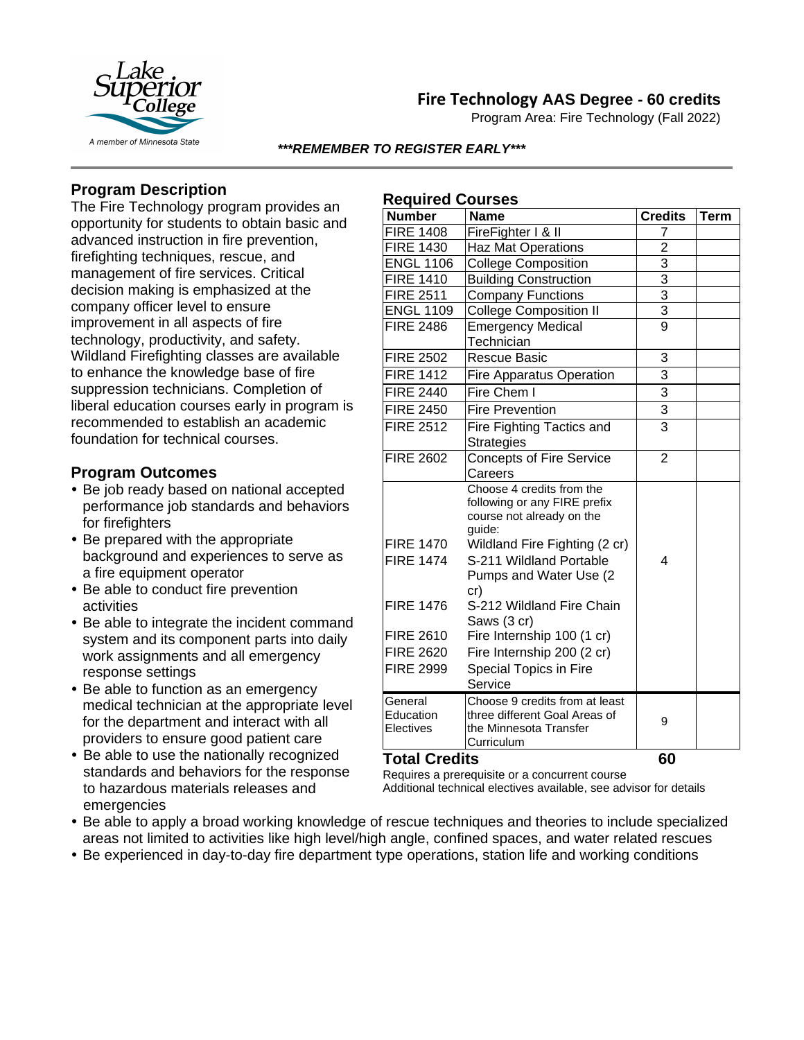# Fire Technology AAS Degree - 60 credits

Program Area: Fire Technology (Fall 2022)

***REMEMBER TO REGISTER EARLY***

## Program Description

The Fire Technology program provides an opportunity for students to obtain basic and advanced instruction in fire prevention, firefighting techniques, rescue, and management of fire services. Critical decision making is emphasized at the company officer level to ensure improvement in all aspects of fire technology, productivity, and safety. Wildland Firefighting classes are available to enhance the knowledge base of fire suppression technicians. Completion of liberal education courses early in program is recommended to establish an academic foundation for technical courses.

## Program Outcomes

- Be job ready based on national accepted performance job standards and behaviors for firefighters
- Be prepared with the appropriate background and experiences to serve as a fire equipment operator
- Be able to conduct fire prevention activities
- Be able to integrate the incident command system and its component parts into daily work assignments and all emergency response settings
- Be able to function as an emergency medical technician at the appropriate level for the department and interact with all providers to ensure good patient care
- Be able to use the nationally recognized standards and behaviors for the response to hazardous materials releases and emergencies
- Be able to apply a broad working knowledge of rescue techniques and theories to include specialized areas not limited to activities like high level/high angle, confined spaces, and water related rescues
- Be experienced in day-to-day fire department type operations, station life and working conditions

## Required Courses

| Number | Name | Credits | Term |
|---|---|---|---|
| FIRE 1408 | FireFighter I & II | 7 | |
| FIRE 1430 | Haz Mat Operations | 2 | |
| ENGL 1106 | College Composition | 3 | |
| FIRE 1410 | Building Construction | 3 | |
| FIRE 2511 | Company Functions | 3 | |
| ENGL 1109 | College Composition II | 3 | |
| FIRE 2486 | Emergency Medical Technician | 9 | |
| FIRE 2502 | Rescue Basic | 3 | |
| FIRE 1412 | Fire Apparatus Operation | 3 | |
| FIRE 2440 | Fire Chem I | 3 | |
| FIRE 2450 | Fire Prevention | 3 | |
| FIRE 2512 | Fire Fighting Tactics and Strategies | 3 | |
| FIRE 2602 | Concepts of Fire Service Careers | 2 | |
| | Choose 4 credits from the following or any FIRE prefix course not already on the guide: | 4 | |
| FIRE 1470 | Wildland Fire Fighting (2 cr) | | |
| FIRE 1474 | S-211 Wildland Portable Pumps and Water Use (2 cr) | | |
| FIRE 1476 | S-212 Wildland Fire Chain Saws (3 cr) | | |
| FIRE 2610 | Fire Internship 100 (1 cr) | | |
| FIRE 2620 | Fire Internship 200 (2 cr) | | |
| FIRE 2999 | Special Topics in Fire Service | | |
| General Education Electives | Choose 9 credits from at least three different Goal Areas of the Minnesota Transfer Curriculum | 9 | |
| **Total Credits** | | **60** | |

Requires a prerequisite or a concurrent course

Additional technical electives available, see advisor for details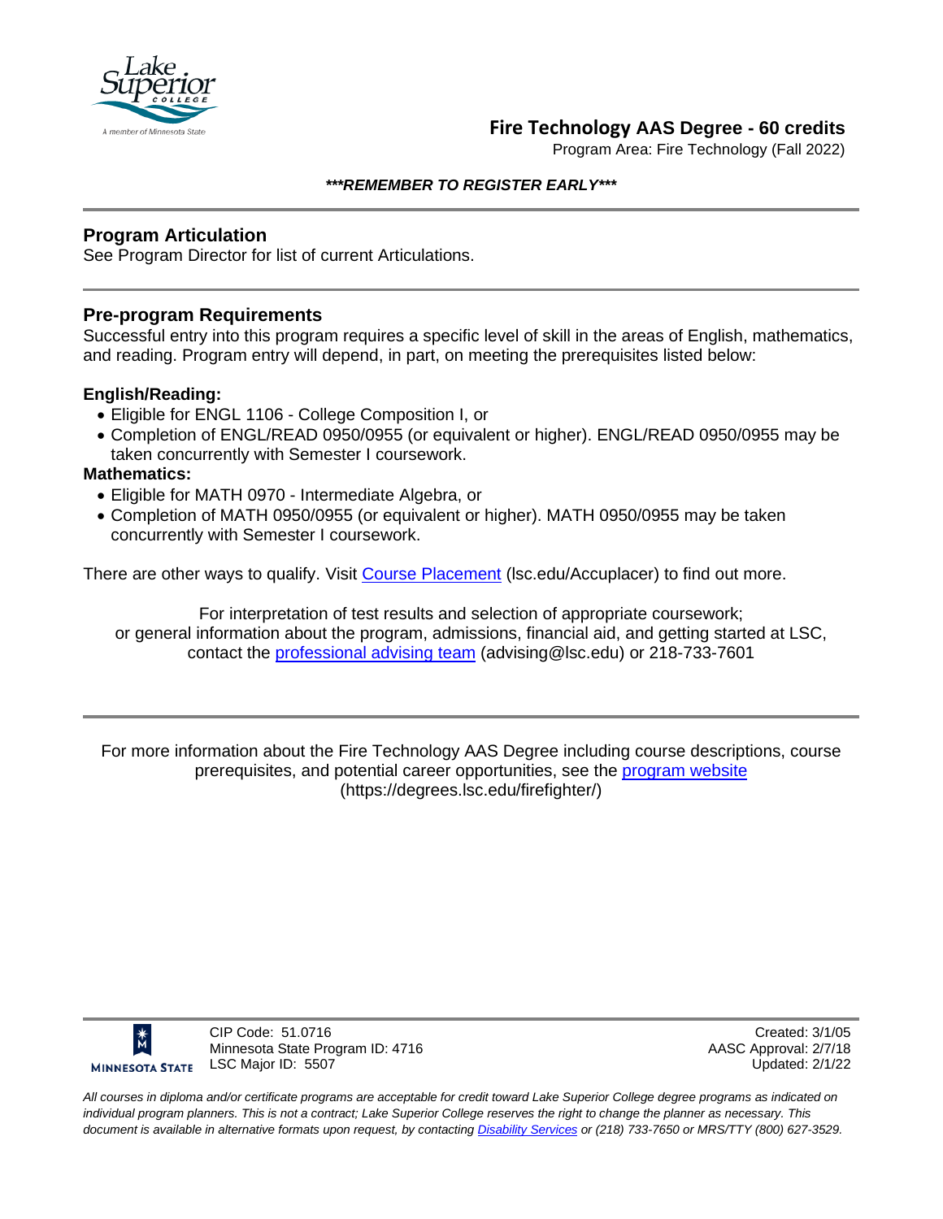## Fire Technology AAS Degree - 60 credits

Program Area: Fire Technology (Fall 2022)

***\*\*\*REMEMBER TO REGISTER EARLY\*\*\****

### Program Articulation

See Program Director for list of current Articulations.

### Pre-program Requirements

Successful entry into this program requires a specific level of skill in the areas of English, mathematics, and reading. Program entry will depend, in part, on meeting the prerequisites listed below:

**English/Reading:**

- Eligible for ENGL 1106 - College Composition I, or
- Completion of ENGL/READ 0950/0955 (or equivalent or higher). ENGL/READ 0950/0955 may be taken concurrently with Semester I coursework.

**Mathematics:**

- Eligible for MATH 0970 - Intermediate Algebra, or
- Completion of MATH 0950/0955 (or equivalent or higher). MATH 0950/0955 may be taken concurrently with Semester I coursework.

There are other ways to qualify. Visit Course Placement (lsc.edu/Accuplacer) to find out more.

For interpretation of test results and selection of appropriate coursework; or general information about the program, admissions, financial aid, and getting started at LSC, contact the professional advising team (advising@lsc.edu) or 218-733-7601

For more information about the Fire Technology AAS Degree including course descriptions, course prerequisites, and potential career opportunities, see the program website (https://degrees.lsc.edu/firefighter/)

CIP Code: 51.0716
Minnesota State Program ID: 4716
LSC Major ID: 5507

Created: 3/1/05
AASC Approval: 2/7/18
Updated: 2/1/22

*All courses in diploma and/or certificate programs are acceptable for credit toward Lake Superior College degree programs as indicated on individual program planners. This is not a contract; Lake Superior College reserves the right to change the planner as necessary. This document is available in alternative formats upon request, by contacting Disability Services or (218) 733-7650 or MRS/TTY (800) 627-3529.*